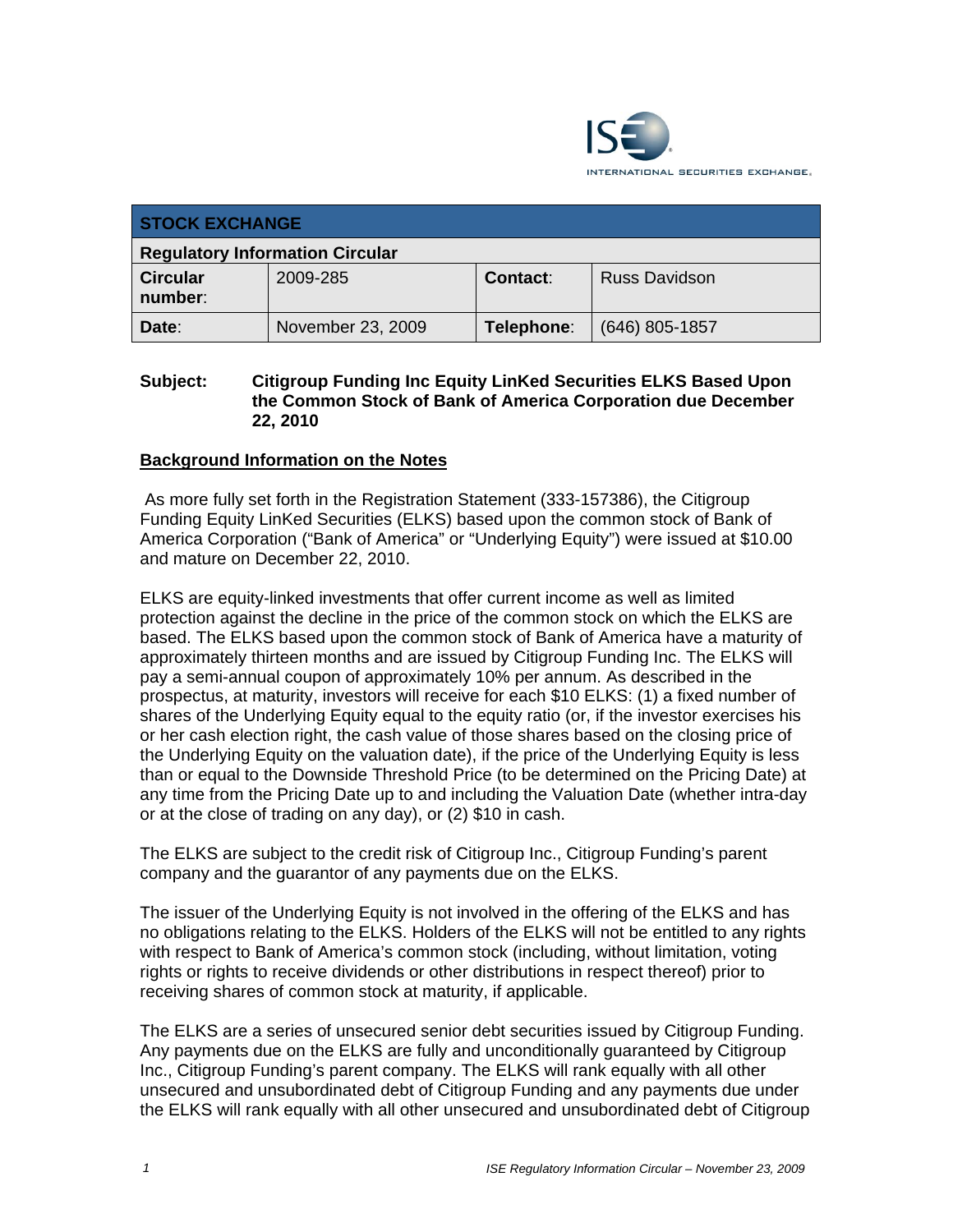## STOCK EXCHANGE

**Regulatory Information Circular**

| **Circular number**: | 2009-285 | **Contact**: | Russ Davidson |
|---|---|---|---|
| **Date**: | November 23, 2009 | **Telephone**: | (646) 805-1857 |

**Subject: Citigroup Funding Inc Equity LinKed Securities ELKS Based Upon the Common Stock of Bank of America Corporation due December 22, 2010**

### Background Information on the Notes

As more fully set forth in the Registration Statement (333-157386), the Citigroup Funding Equity LinKed Securities (ELKS) based upon the common stock of Bank of America Corporation ("Bank of America" or "Underlying Equity") were issued at $10.00 and mature on December 22, 2010.

ELKS are equity-linked investments that offer current income as well as limited protection against the decline in the price of the common stock on which the ELKS are based. The ELKS based upon the common stock of Bank of America have a maturity of approximately thirteen months and are issued by Citigroup Funding Inc. The ELKS will pay a semi-annual coupon of approximately 10% per annum. As described in the prospectus, at maturity, investors will receive for each $10 ELKS: (1) a fixed number of shares of the Underlying Equity equal to the equity ratio (or, if the investor exercises his or her cash election right, the cash value of those shares based on the closing price of the Underlying Equity on the valuation date), if the price of the Underlying Equity is less than or equal to the Downside Threshold Price (to be determined on the Pricing Date) at any time from the Pricing Date up to and including the Valuation Date (whether intra-day or at the close of trading on any day), or (2) $10 in cash.

The ELKS are subject to the credit risk of Citigroup Inc., Citigroup Funding's parent company and the guarantor of any payments due on the ELKS.

The issuer of the Underlying Equity is not involved in the offering of the ELKS and has no obligations relating to the ELKS. Holders of the ELKS will not be entitled to any rights with respect to Bank of America's common stock (including, without limitation, voting rights or rights to receive dividends or other distributions in respect thereof) prior to receiving shares of common stock at maturity, if applicable.

The ELKS are a series of unsecured senior debt securities issued by Citigroup Funding. Any payments due on the ELKS are fully and unconditionally guaranteed by Citigroup Inc., Citigroup Funding's parent company. The ELKS will rank equally with all other unsecured and unsubordinated debt of Citigroup Funding and any payments due under the ELKS will rank equally with all other unsecured and unsubordinated debt of Citigroup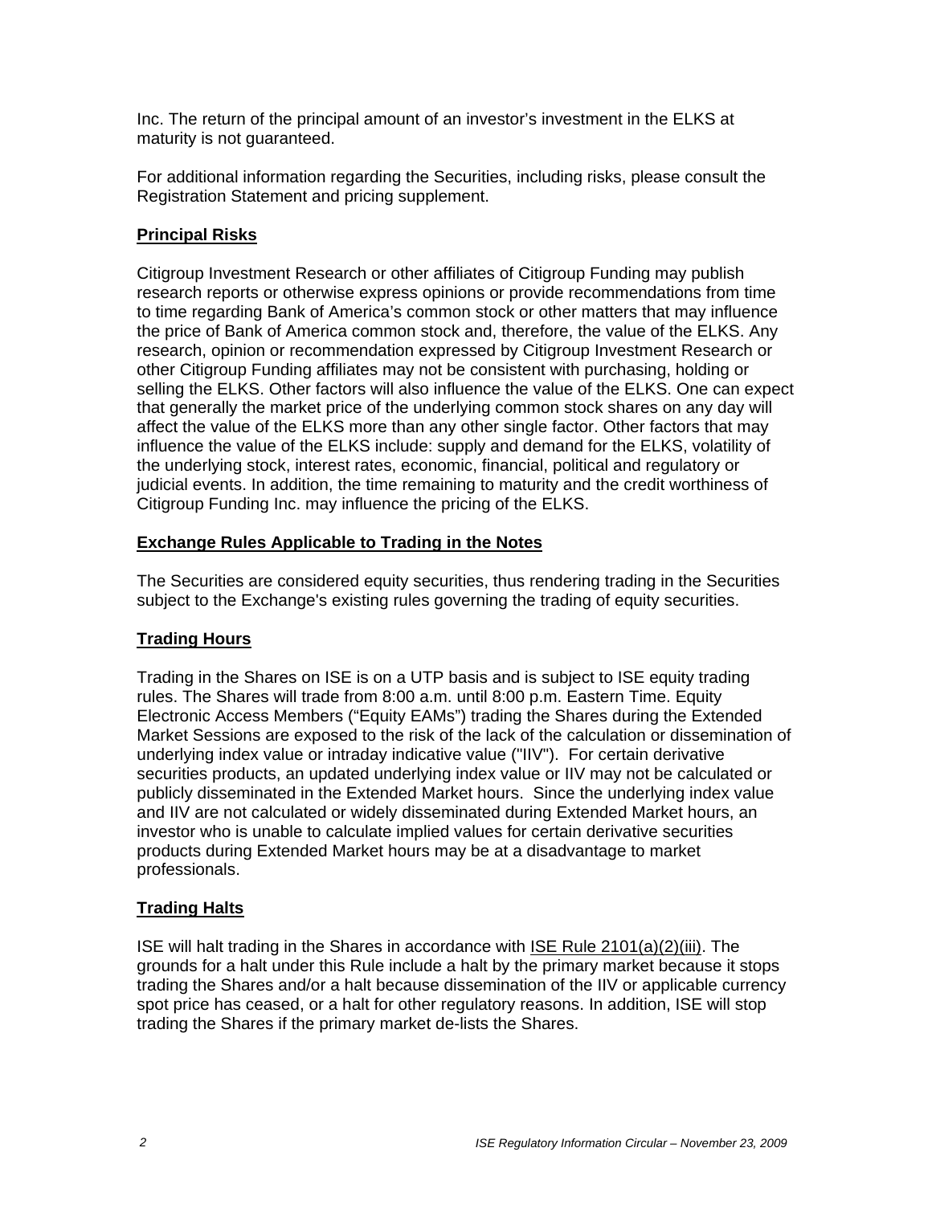Inc. The return of the principal amount of an investor's investment in the ELKS at maturity is not guaranteed.

For additional information regarding the Securities, including risks, please consult the Registration Statement and pricing supplement.

## Principal Risks

Citigroup Investment Research or other affiliates of Citigroup Funding may publish research reports or otherwise express opinions or provide recommendations from time to time regarding Bank of America's common stock or other matters that may influence the price of Bank of America common stock and, therefore, the value of the ELKS. Any research, opinion or recommendation expressed by Citigroup Investment Research or other Citigroup Funding affiliates may not be consistent with purchasing, holding or selling the ELKS. Other factors will also influence the value of the ELKS. One can expect that generally the market price of the underlying common stock shares on any day will affect the value of the ELKS more than any other single factor. Other factors that may influence the value of the ELKS include: supply and demand for the ELKS, volatility of the underlying stock, interest rates, economic, financial, political and regulatory or judicial events. In addition, the time remaining to maturity and the credit worthiness of Citigroup Funding Inc. may influence the pricing of the ELKS.

## Exchange Rules Applicable to Trading in the Notes

The Securities are considered equity securities, thus rendering trading in the Securities subject to the Exchange's existing rules governing the trading of equity securities.

## Trading Hours

Trading in the Shares on ISE is on a UTP basis and is subject to ISE equity trading rules. The Shares will trade from 8:00 a.m. until 8:00 p.m. Eastern Time. Equity Electronic Access Members ("Equity EAMs") trading the Shares during the Extended Market Sessions are exposed to the risk of the lack of the calculation or dissemination of underlying index value or intraday indicative value ("IIV"). For certain derivative securities products, an updated underlying index value or IIV may not be calculated or publicly disseminated in the Extended Market hours. Since the underlying index value and IIV are not calculated or widely disseminated during Extended Market hours, an investor who is unable to calculate implied values for certain derivative securities products during Extended Market hours may be at a disadvantage to market professionals.

## Trading Halts

ISE will halt trading in the Shares in accordance with ISE Rule 2101(a)(2)(iii). The grounds for a halt under this Rule include a halt by the primary market because it stops trading the Shares and/or a halt because dissemination of the IIV or applicable currency spot price has ceased, or a halt for other regulatory reasons. In addition, ISE will stop trading the Shares if the primary market de-lists the Shares.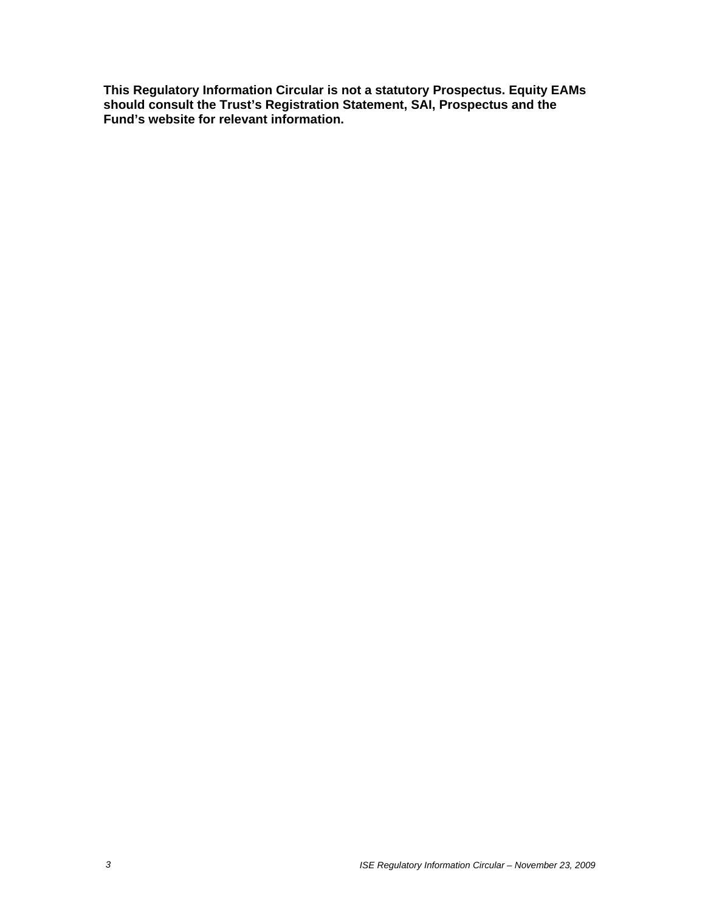**This Regulatory Information Circular is not a statutory Prospectus. Equity EAMs should consult the Trust's Registration Statement, SAI, Prospectus and the Fund's website for relevant information.**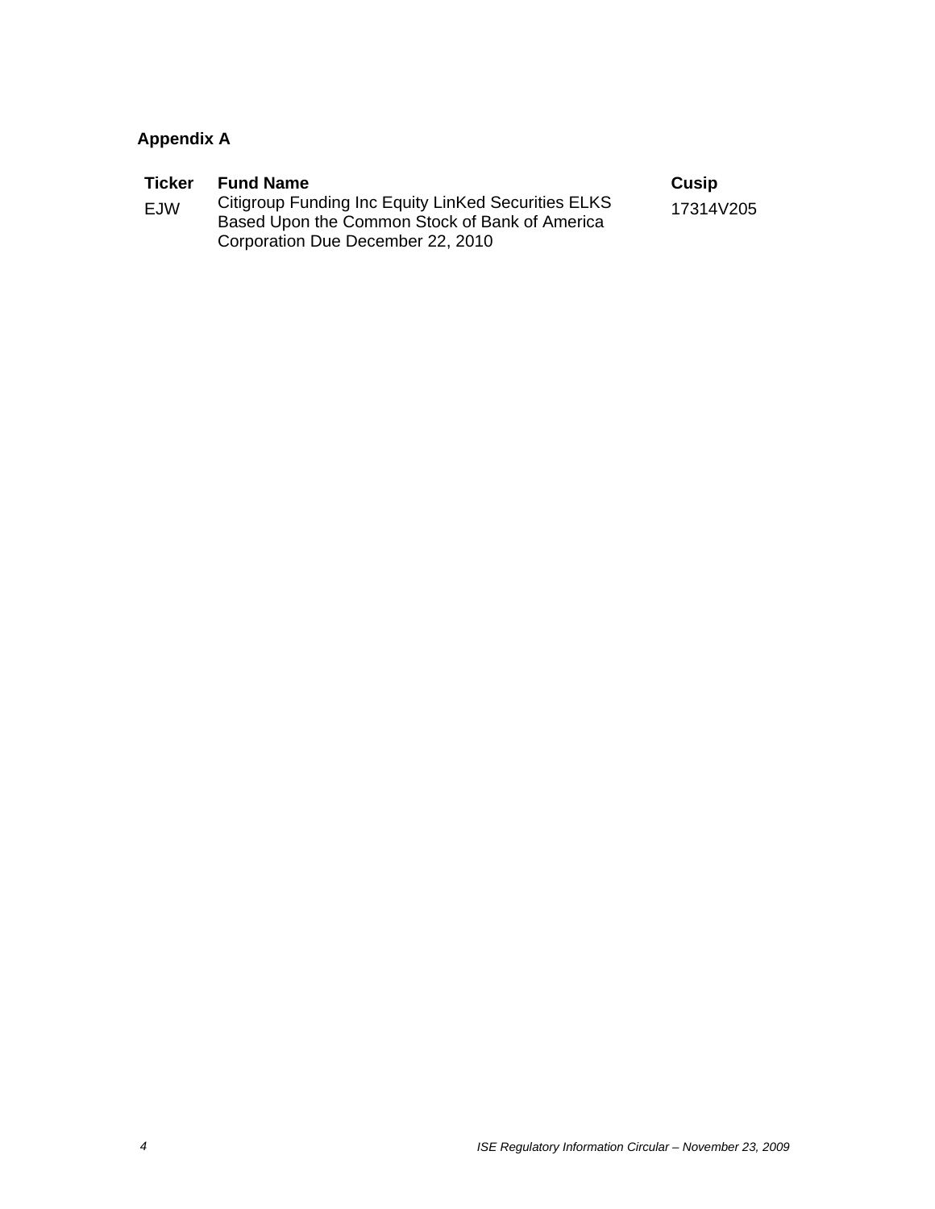**Appendix A**

| Ticker | Fund Name | Cusip |
| --- | --- | --- |
| EJW | Citigroup Funding Inc Equity LinKed Securities ELKS Based Upon the Common Stock of Bank of America Corporation Due December 22, 2010 | 17314V205 |